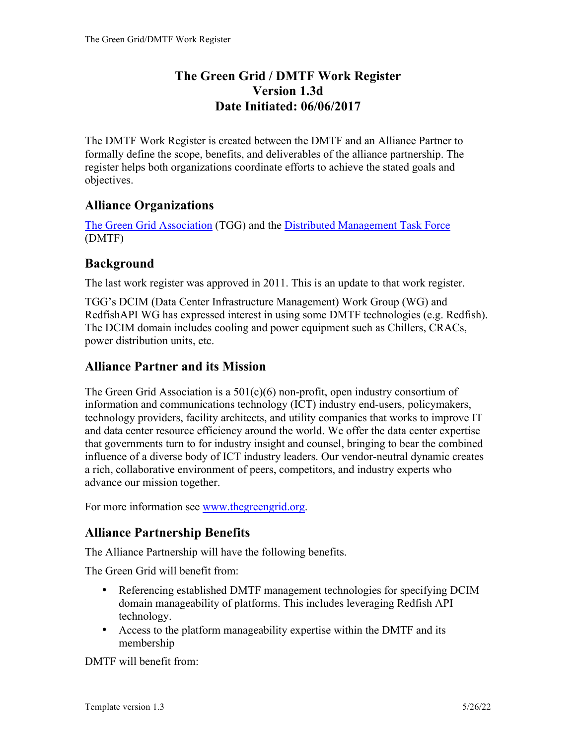# The Green Grid / DMTF Work Register
# Version 1.3d
# Date Initiated: 06/06/2017

The DMTF Work Register is created between the DMTF and an Alliance Partner to formally define the scope, benefits, and deliverables of the alliance partnership. The register helps both organizations coordinate efforts to achieve the stated goals and objectives.

## Alliance Organizations

[The Green Grid Association](https://www.thegreengrid.org) (TGG) and the [Distributed Management Task Force](https://www.dmtf.org) (DMTF)

## Background

The last work register was approved in 2011. This is an update to that work register.

TGG's DCIM (Data Center Infrastructure Management) Work Group (WG) and RedfishAPI WG has expressed interest in using some DMTF technologies (e.g. Redfish). The DCIM domain includes cooling and power equipment such as Chillers, CRACs, power distribution units, etc.

## Alliance Partner and its Mission

The Green Grid Association is a 501(c)(6) non-profit, open industry consortium of information and communications technology (ICT) industry end-users, policymakers, technology providers, facility architects, and utility companies that works to improve IT and data center resource efficiency around the world. We offer the data center expertise that governments turn to for industry insight and counsel, bringing to bear the combined influence of a diverse body of ICT industry leaders. Our vendor-neutral dynamic creates a rich, collaborative environment of peers, competitors, and industry experts who advance our mission together.

For more information see [www.thegreengrid.org](http://www.thegreengrid.org).

## Alliance Partnership Benefits

The Alliance Partnership will have the following benefits.

The Green Grid will benefit from:

- Referencing established DMTF management technologies for specifying DCIM domain manageability of platforms. This includes leveraging Redfish API technology.
- Access to the platform manageability expertise within the DMTF and its membership

DMTF will benefit from: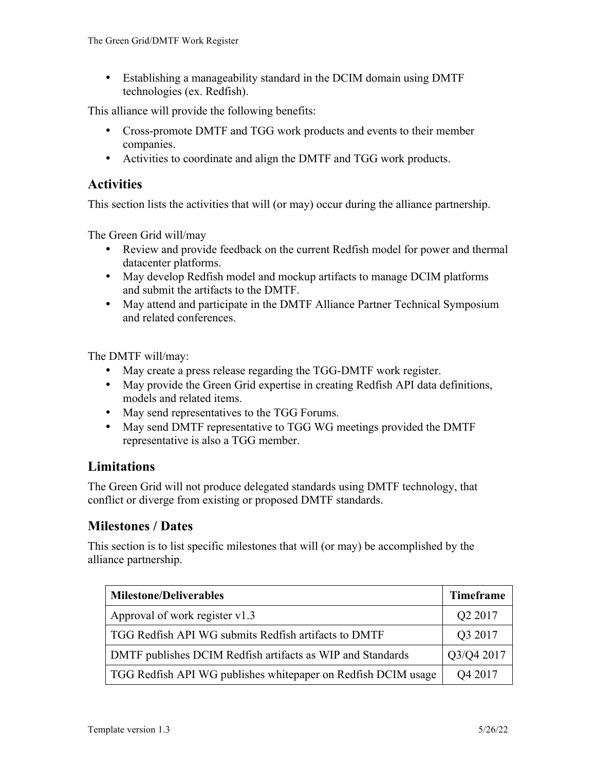- Establishing a manageability standard in the DCIM domain using DMTF technologies (ex. Redfish).

This alliance will provide the following benefits:

- Cross-promote DMTF and TGG work products and events to their member companies.
- Activities to coordinate and align the DMTF and TGG work products.

## Activities

This section lists the activities that will (or may) occur during the alliance partnership.

The Green Grid will/may

- Review and provide feedback on the current Redfish model for power and thermal datacenter platforms.
- May develop Redfish model and mockup artifacts to manage DCIM platforms and submit the artifacts to the DMTF.
- May attend and participate in the DMTF Alliance Partner Technical Symposium and related conferences.

The DMTF will/may:

- May create a press release regarding the TGG-DMTF work register.
- May provide the Green Grid expertise in creating Redfish API data definitions, models and related items.
- May send representatives to the TGG Forums.
- May send DMTF representative to TGG WG meetings provided the DMTF representative is also a TGG member.

## Limitations

The Green Grid will not produce delegated standards using DMTF technology, that conflict or diverge from existing or proposed DMTF standards.

## Milestones / Dates

This section is to list specific milestones that will (or may) be accomplished by the alliance partnership.

| Milestone/Deliverables | Timeframe |
| --- | --- |
| Approval of work register v1.3 | Q2 2017 |
| TGG Redfish API WG submits Redfish artifacts to DMTF | Q3 2017 |
| DMTF publishes DCIM Redfish artifacts as WIP and Standards | Q3/Q4 2017 |
| TGG Redfish API WG publishes whitepaper on Redfish DCIM usage | Q4 2017 |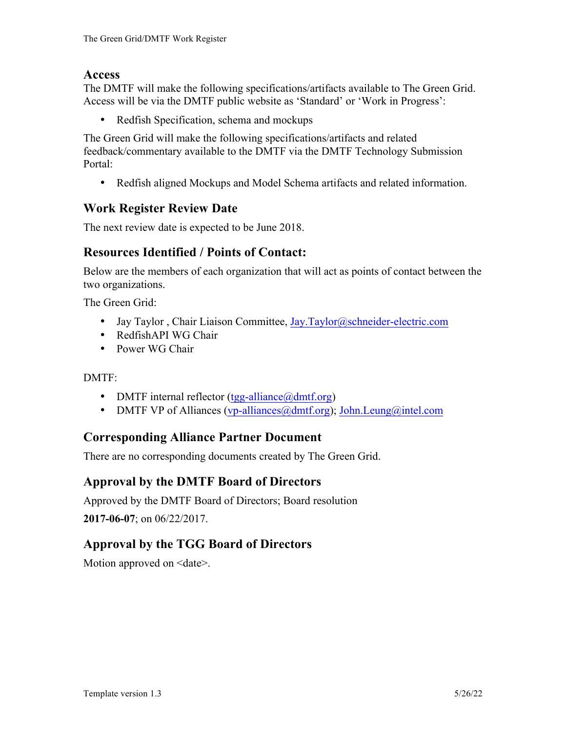## Access

The DMTF will make the following specifications/artifacts available to The Green Grid. Access will be via the DMTF public website as 'Standard' or 'Work in Progress':

- Redfish Specification, schema and mockups

The Green Grid will make the following specifications/artifacts and related feedback/commentary available to the DMTF via the DMTF Technology Submission Portal:

- Redfish aligned Mockups and Model Schema artifacts and related information.

## Work Register Review Date

The next review date is expected to be June 2018.

## Resources Identified / Points of Contact:

Below are the members of each organization that will act as points of contact between the two organizations.

The Green Grid:

- Jay Taylor , Chair Liaison Committee, Jay.Taylor@schneider-electric.com
- RedfishAPI WG Chair
- Power WG Chair

DMTF:

- DMTF internal reflector (tgg-alliance@dmtf.org)
- DMTF VP of Alliances (vp-alliances@dmtf.org); John.Leung@intel.com

## Corresponding Alliance Partner Document

There are no corresponding documents created by The Green Grid.

## Approval by the DMTF Board of Directors

Approved by the DMTF Board of Directors; Board resolution

**2017-06-07**; on 06/22/2017.

## Approval by the TGG Board of Directors

Motion approved on <date>.